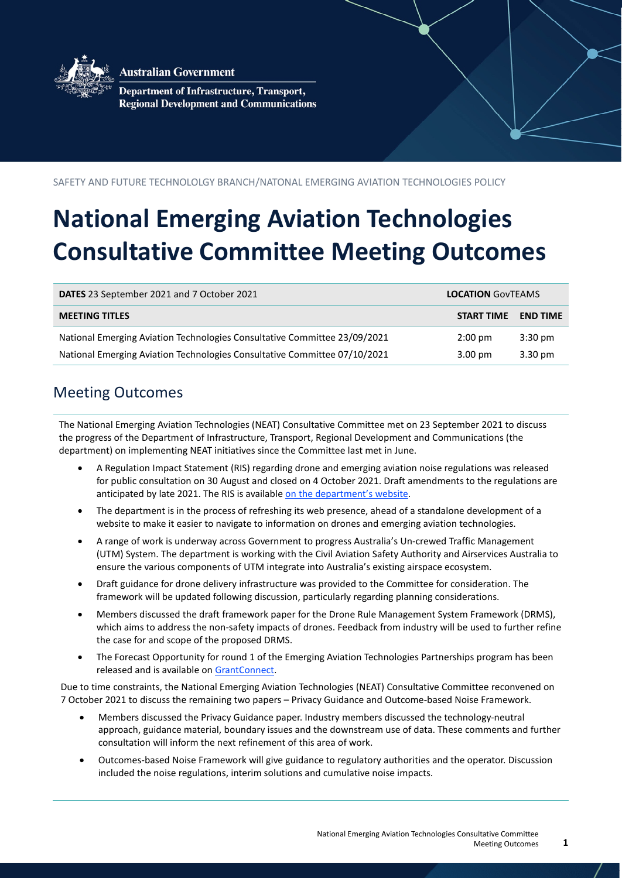Australian Government

Department of Infrastructure, Transport, Regional Development and Communications

SAFETY AND FUTURE TECHNOLOGY BRANCH/NATONAL EMERGING AVIATION TECHNOLOGIES POLICY

# National Emerging Aviation Technologies Consultative Committee Meeting Outcomes

| **DATES** 23 September 2021 and 7 October 2021 | **LOCATION** GovTEAMS | |
|---|---|---|
| **MEETING TITLES** | **START TIME** | **END TIME** |
| National Emerging Aviation Technologies Consultative Committee 23/09/2021 | 2:00 pm | 3:30 pm |
| National Emerging Aviation Technologies Consultative Committee 07/10/2021 | 3.00 pm | 3.30 pm |

## Meeting Outcomes

The National Emerging Aviation Technologies (NEAT) Consultative Committee met on 23 September 2021 to discuss the progress of the Department of Infrastructure, Transport, Regional Development and Communications (the department) on implementing NEAT initiatives since the Committee last met in June.

- A Regulation Impact Statement (RIS) regarding drone and emerging aviation noise regulations was released for public consultation on 30 August and closed on 4 October 2021. Draft amendments to the regulations are anticipated by late 2021. The RIS is available on the department's website.
- The department is in the process of refreshing its web presence, ahead of a standalone development of a website to make it easier to navigate to information on drones and emerging aviation technologies.
- A range of work is underway across Government to progress Australia's Un-crewed Traffic Management (UTM) System. The department is working with the Civil Aviation Safety Authority and Airservices Australia to ensure the various components of UTM integrate into Australia's existing airspace ecosystem.
- Draft guidance for drone delivery infrastructure was provided to the Committee for consideration. The framework will be updated following discussion, particularly regarding planning considerations.
- Members discussed the draft framework paper for the Drone Rule Management System Framework (DRMS), which aims to address the non-safety impacts of drones. Feedback from industry will be used to further refine the case for and scope of the proposed DRMS.
- The Forecast Opportunity for round 1 of the Emerging Aviation Technologies Partnerships program has been released and is available on GrantConnect.

Due to time constraints, the National Emerging Aviation Technologies (NEAT) Consultative Committee reconvened on 7 October 2021 to discuss the remaining two papers – Privacy Guidance and Outcome-based Noise Framework.

- Members discussed the Privacy Guidance paper. Industry members discussed the technology-neutral approach, guidance material, boundary issues and the downstream use of data. These comments and further consultation will inform the next refinement of this area of work.
- Outcomes-based Noise Framework will give guidance to regulatory authorities and the operator. Discussion included the noise regulations, interim solutions and cumulative noise impacts.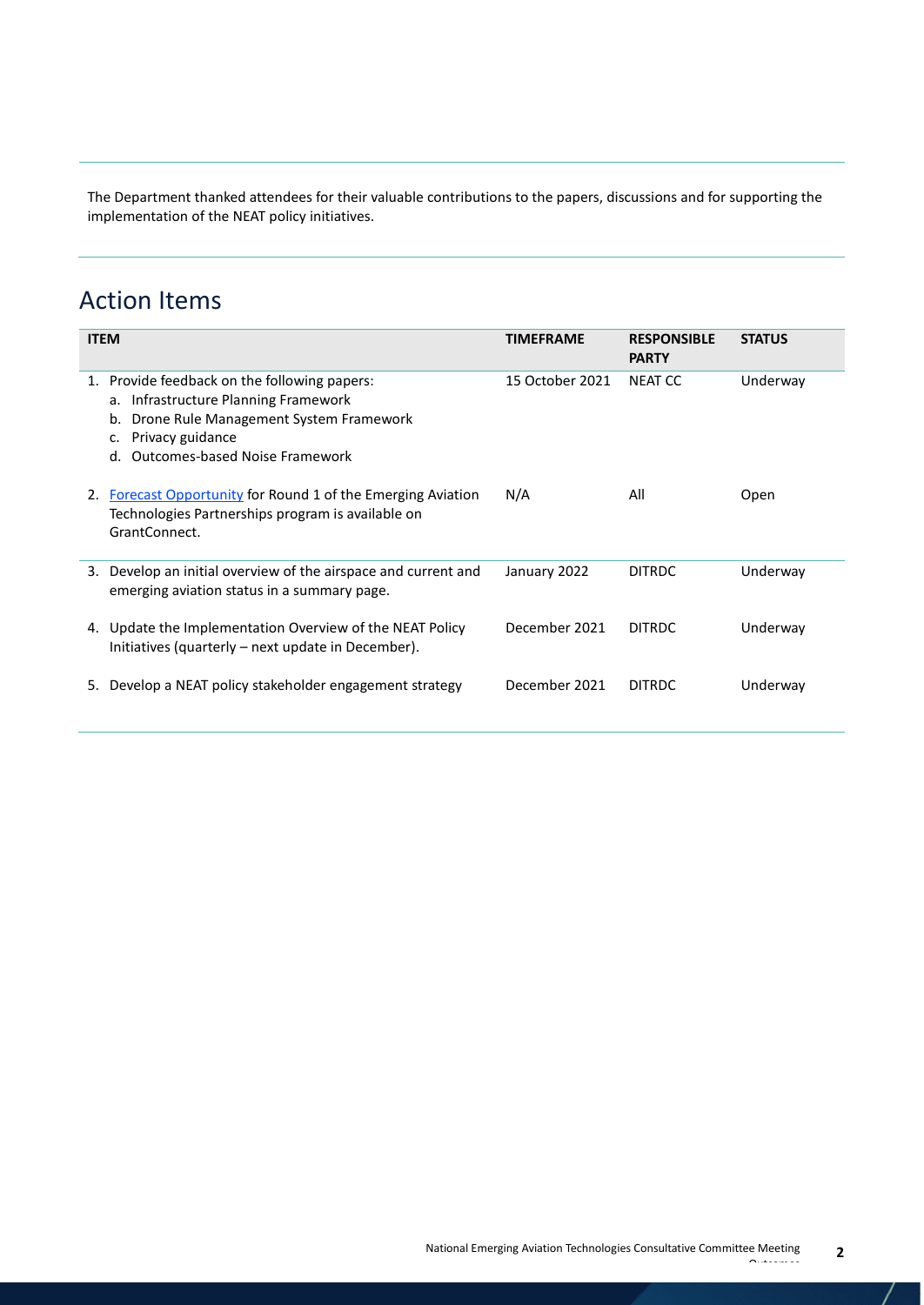The Department thanked attendees for their valuable contributions to the papers, discussions and for supporting the implementation of the NEAT policy initiatives.

## Action Items

| ITEM | TIMEFRAME | RESPONSIBLE PARTY | STATUS |
|---|---|---|---|
| 1. Provide feedback on the following papers:<br>a. Infrastructure Planning Framework<br>b. Drone Rule Management System Framework<br>c. Privacy guidance<br>d. Outcomes-based Noise Framework | 15 October 2021 | NEAT CC | Underway |
| 2. Forecast Opportunity for Round 1 of the Emerging Aviation Technologies Partnerships program is available on GrantConnect. | N/A | All | Open |
| 3. Develop an initial overview of the airspace and current and emerging aviation status in a summary page. | January 2022 | DITRDC | Underway |
| 4. Update the Implementation Overview of the NEAT Policy Initiatives (quarterly – next update in December). | December 2021 | DITRDC | Underway |
| 5. Develop a NEAT policy stakeholder engagement strategy | December 2021 | DITRDC | Underway |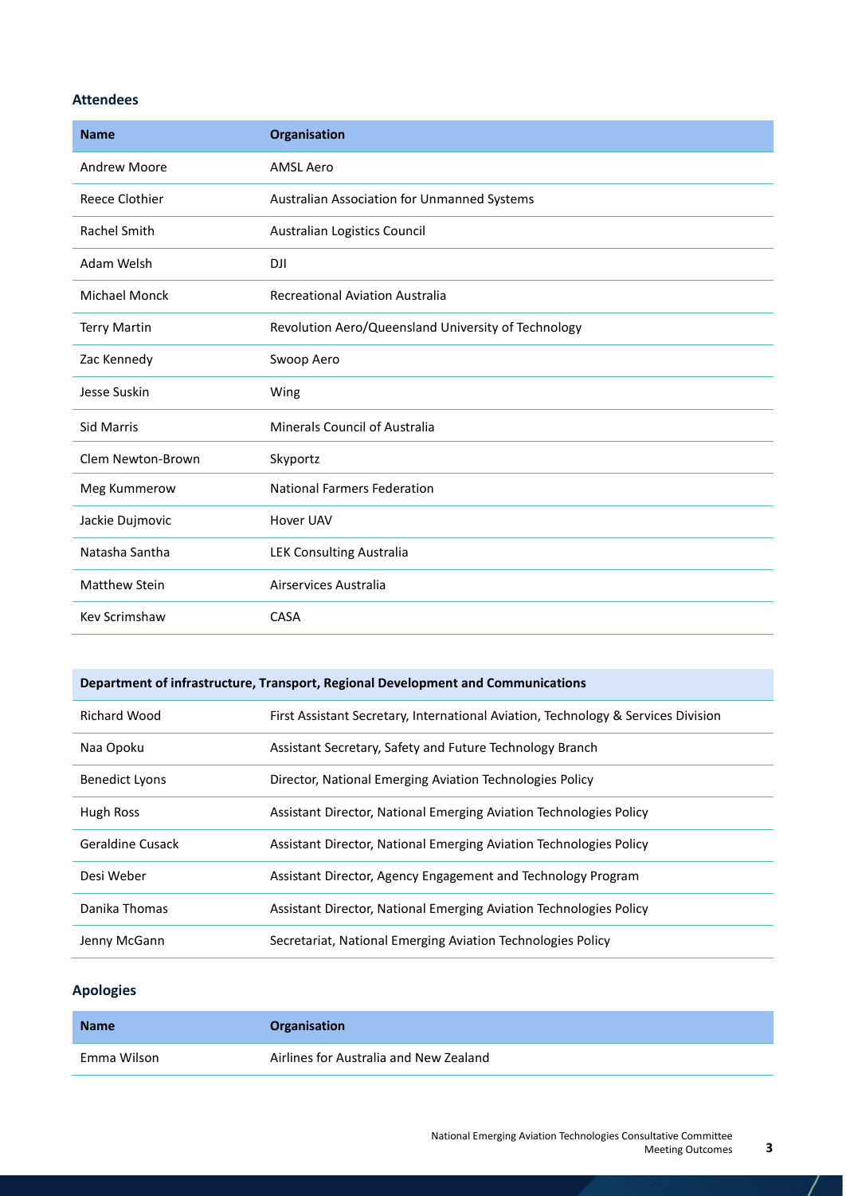### Attendees

| Name | Organisation |
|---|---|
| Andrew Moore | AMSL Aero |
| Reece Clothier | Australian Association for Unmanned Systems |
| Rachel Smith | Australian Logistics Council |
| Adam Welsh | DJI |
| Michael Monck | Recreational Aviation Australia |
| Terry Martin | Revolution Aero/Queensland University of Technology |
| Zac Kennedy | Swoop Aero |
| Jesse Suskin | Wing |
| Sid Marris | Minerals Council of Australia |
| Clem Newton-Brown | Skyportz |
| Meg Kummerow | National Farmers Federation |
| Jackie Dujmovic | Hover UAV |
| Natasha Santha | LEK Consulting Australia |
| Matthew Stein | Airservices Australia |
| Kev Scrimshaw | CASA |

| Department of infrastructure, Transport, Regional Development and Communications | |
|---|---|
| Richard Wood | First Assistant Secretary, International Aviation, Technology & Services Division |
| Naa Opoku | Assistant Secretary, Safety and Future Technology Branch |
| Benedict Lyons | Director, National Emerging Aviation Technologies Policy |
| Hugh Ross | Assistant Director, National Emerging Aviation Technologies Policy |
| Geraldine Cusack | Assistant Director, National Emerging Aviation Technologies Policy |
| Desi Weber | Assistant Director, Agency Engagement and Technology Program |
| Danika Thomas | Assistant Director, National Emerging Aviation Technologies Policy |
| Jenny McGann | Secretariat, National Emerging Aviation Technologies Policy |

### Apologies

| Name | Organisation |
|---|---|
| Emma Wilson | Airlines for Australia and New Zealand |